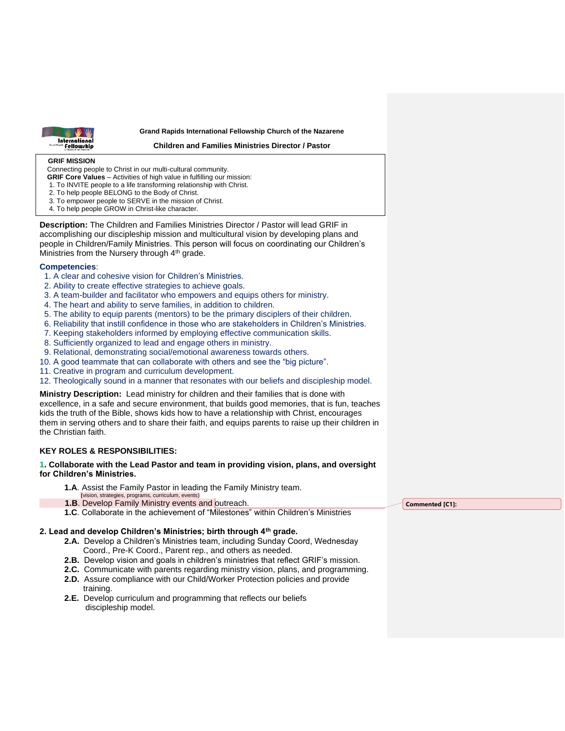**Grand Rapids International Fellowship Church of the Nazarene**

**Children and Families Ministries Director / Pastor**

**GRIF MISSION**
Connecting people to Christ in our multi-cultural community.
**GRIF Core Values** – Activities of high value in fulfilling our mission:
1. To INVITE people to a life transforming relationship with Christ.
2. To help people BELONG to the Body of Christ.
3. To empower people to SERVE in the mission of Christ.
4. To help people GROW in Christ-like character.

**Description:** The Children and Families Ministries Director / Pastor will lead GRIF in accomplishing our discipleship mission and multicultural vision by developing plans and people in Children/Family Ministries. This person will focus on coordinating our Children's Ministries from the Nursery through 4th grade.

**Competencies**:
1. A clear and cohesive vision for Children's Ministries.
2. Ability to create effective strategies to achieve goals.
3. A team-builder and facilitator who empowers and equips others for ministry.
4. The heart and ability to serve families, in addition to children.
5. The ability to equip parents (mentors) to be the primary disciplers of their children.
6. Reliability that instill confidence in those who are stakeholders in Children's Ministries.
7. Keeping stakeholders informed by employing effective communication skills.
8. Sufficiently organized to lead and engage others in ministry.
9. Relational, demonstrating social/emotional awareness towards others.
10. A good teammate that can collaborate with others and see the "big picture".
11. Creative in program and curriculum development.
12. Theologically sound in a manner that resonates with our beliefs and discipleship model.

**Ministry Description:** Lead ministry for children and their families that is done with excellence, in a safe and secure environment, that builds good memories, that is fun, teaches kids the truth of the Bible, shows kids how to have a relationship with Christ, encourages them in serving others and to share their faith, and equips parents to raise up their children in the Christian faith.

**KEY ROLES & RESPONSIBILITIES:**

**1. Collaborate with the Lead Pastor and team in providing vision, plans, and oversight for Children's Ministries.**

- **1.A**. Assist the Family Pastor in leading the Family Ministry team. (vision, strategies, programs, curriculum, events)
- **1.B**. Develop Family Ministry events and outreach.
- **1.C**. Collaborate in the achievement of "Milestones" within Children's Ministries

Commented [C1]:

**2. Lead and develop Children's Ministries; birth through 4th grade.**

- **2.A.** Develop a Children's Ministries team, including Sunday Coord, Wednesday Coord., Pre-K Coord., Parent rep., and others as needed.
- **2.B.** Develop vision and goals in children's ministries that reflect GRIF's mission.
- **2.C.** Communicate with parents regarding ministry vision, plans, and programming.
- **2.D.** Assure compliance with our Child/Worker Protection policies and provide training.
- **2.E.** Develop curriculum and programming that reflects our beliefs discipleship model.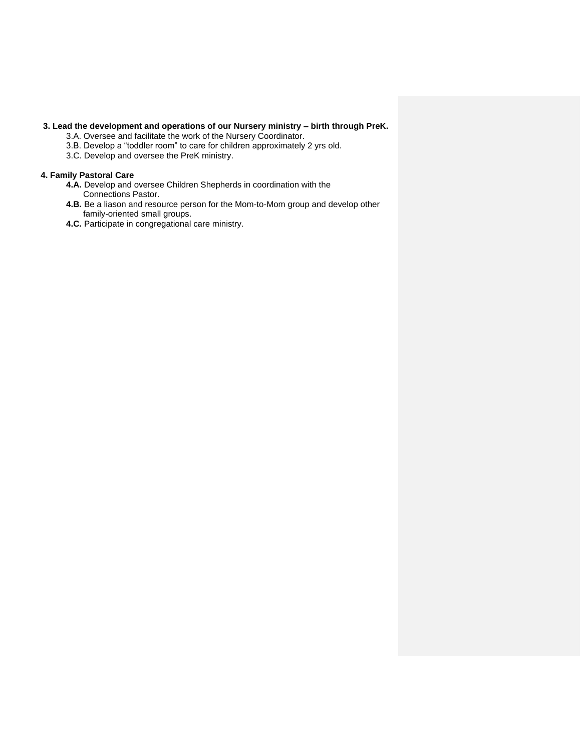**3. Lead the development and operations of our Nursery ministry – birth through PreK.**

3.A. Oversee and facilitate the work of the Nursery Coordinator.

3.B. Develop a "toddler room" to care for children approximately 2 yrs old.

3.C. Develop and oversee the PreK ministry.

**4. Family Pastoral Care**

**4.A.** Develop and oversee Children Shepherds in coordination with the Connections Pastor.

**4.B.** Be a liason and resource person for the Mom-to-Mom group and develop other family-oriented small groups.

**4.C.** Participate in congregational care ministry.